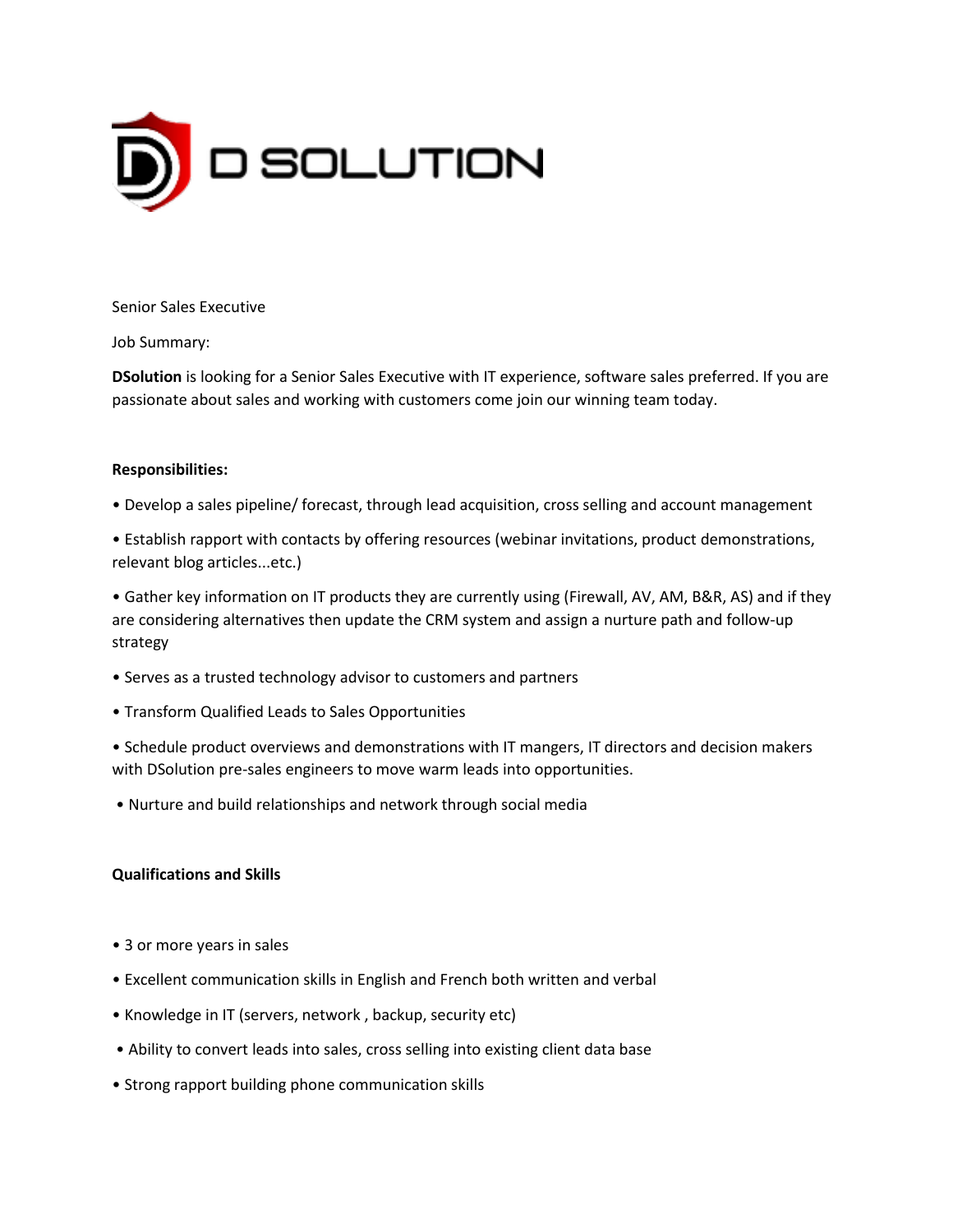D SOLUTION

Senior Sales Executive

Job Summary:

**DSolution** is looking for a Senior Sales Executive with IT experience, software sales preferred. If you are passionate about sales and working with customers come join our winning team today.

**Responsibilities:**

- Develop a sales pipeline/ forecast, through lead acquisition, cross selling and account management
- Establish rapport with contacts by offering resources (webinar invitations, product demonstrations, relevant blog articles...etc.)
- Gather key information on IT products they are currently using (Firewall, AV, AM, B&R, AS) and if they are considering alternatives then update the CRM system and assign a nurture path and follow-up strategy
- Serves as a trusted technology advisor to customers and partners
- Transform Qualified Leads to Sales Opportunities
- Schedule product overviews and demonstrations with IT mangers, IT directors and decision makers with DSolution pre-sales engineers to move warm leads into opportunities.
- Nurture and build relationships and network through social media

**Qualifications and Skills**

- 3 or more years in sales
- Excellent communication skills in English and French both written and verbal
- Knowledge in IT (servers, network , backup, security etc)
- Ability to convert leads into sales, cross selling into existing client data base
- Strong rapport building phone communication skills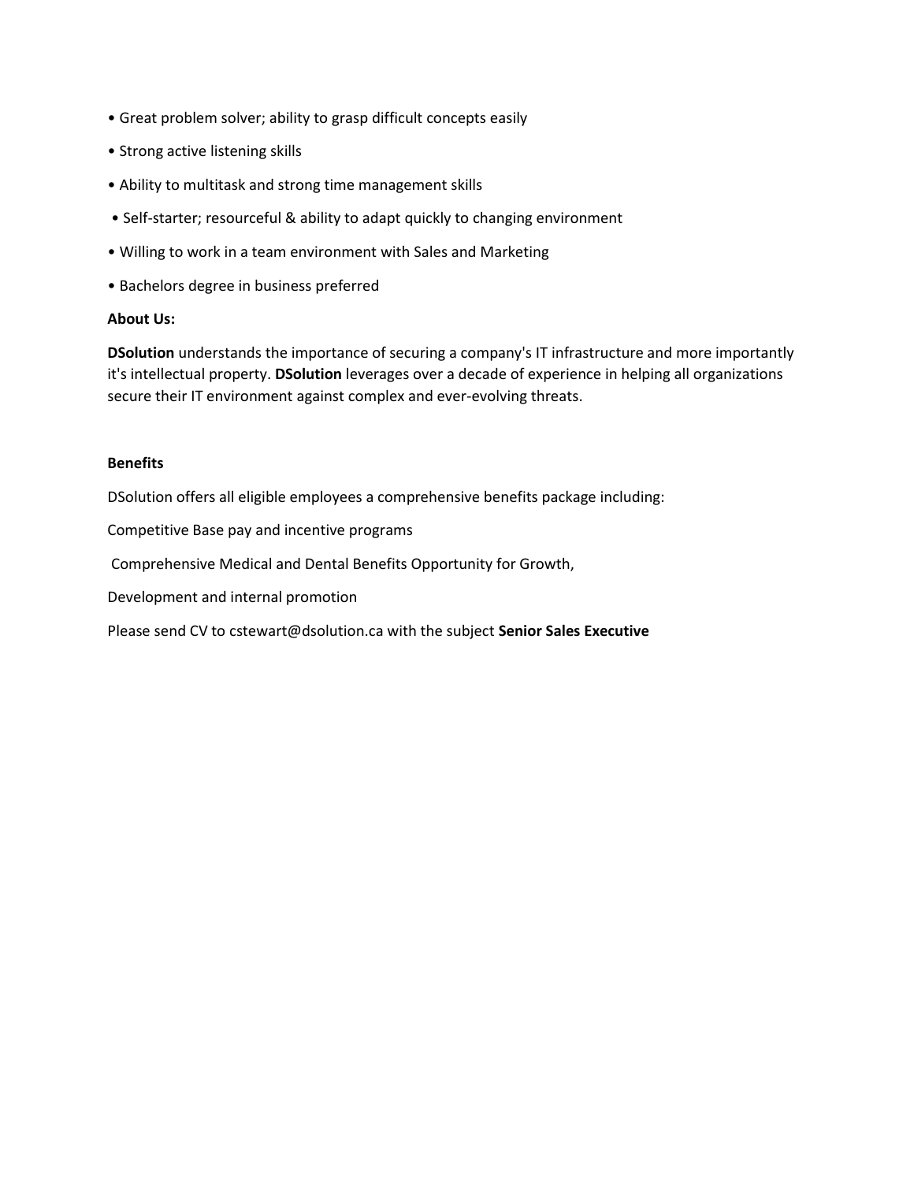- Great problem solver; ability to grasp difficult concepts easily
- Strong active listening skills
- Ability to multitask and strong time management skills
- Self-starter; resourceful & ability to adapt quickly to changing environment
- Willing to work in a team environment with Sales and Marketing
- Bachelors degree in business preferred

**About Us:**

**DSolution** understands the importance of securing a company's IT infrastructure and more importantly it's intellectual property. **DSolution** leverages over a decade of experience in helping all organizations secure their IT environment against complex and ever-evolving threats.

**Benefits**

DSolution offers all eligible employees a comprehensive benefits package including:

Competitive Base pay and incentive programs

Comprehensive Medical and Dental Benefits Opportunity for Growth,

Development and internal promotion

Please send CV to cstewart@dsolution.ca with the subject **Senior Sales Executive**